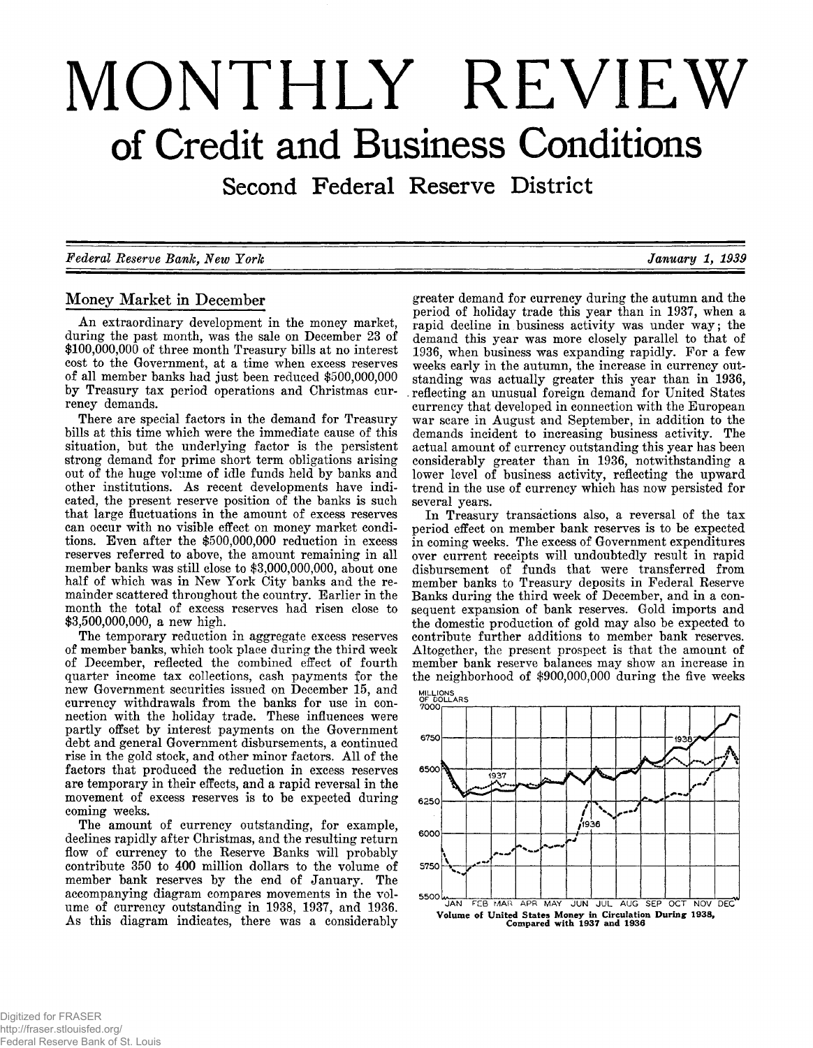# MONTHLY REVIEW

## of Credit and Business Conditions

### Second Federal Reserve District

*Federal Reserve Bank, New York* — *January 1, 1939*

## Money Market in December

An extraordinary development in the money market, during the past month, was the sale on December 23 of $100,000,000 of three month Treasury bills at no interest cost to the Government, at a time when excess reserves of all member banks had just been reduced $500,000,000 by Treasury tax period operations and Christmas currency demands.

There are special factors in the demand for Treasury bills at this time which were the immediate cause of this situation, but the underlying factor is the persistent strong demand for prime short term obligations arising out of the huge volume of idle funds held by banks and other institutions. As recent developments have indicated, the present reserve position of the banks is such that large fluctuations in the amount of excess reserves can occur with no visible effect on money market conditions. Even after the $500,000,000 reduction in excess reserves referred to above, the amount remaining in all member banks was still close to $3,000,000,000, about one half of which was in New York City banks and the remainder scattered throughout the country. Earlier in the month the total of excess reserves had risen close to $3,500,000,000, a new high.

The temporary reduction in aggregate excess reserves of member banks, which took place during the third week of December, reflected the combined effect of fourth quarter income tax collections, cash payments for the new Government securities issued on December 15, and currency withdrawals from the banks for use in connection with the holiday trade. These influences were partly offset by interest payments on the Government debt and general Government disbursements, a continued rise in the gold stock, and other minor factors. All of the factors that produced the reduction in excess reserves are temporary in their effects, and a rapid reversal in the movement of excess reserves is to be expected during coming weeks.

The amount of currency outstanding, for example, declines rapidly after Christmas, and the resulting return flow of currency to the Reserve Banks will probably contribute 350 to 400 million dollars to the volume of member bank reserves by the end of January. The accompanying diagram compares movements in the volume of currency outstanding in 1938, 1937, and 1936. As this diagram indicates, there was a considerably greater demand for currency during the autumn and the period of holiday trade this year than in 1937, when a rapid decline in business activity was under way; the demand this year was more closely parallel to that of 1936, when business was expanding rapidly. For a few weeks early in the autumn, the increase in currency outstanding was actually greater this year than in 1936, reflecting an unusual foreign demand for United States currency that developed in connection with the European war scare in August and September, in addition to the demands incident to increasing business activity. The actual amount of currency outstanding this year has been considerably greater than in 1936, notwithstanding a lower level of business activity, reflecting the upward trend in the use of currency which has now persisted for several years.

In Treasury transactions also, a reversal of the tax period effect on member bank reserves is to be expected in coming weeks. The excess of Government expenditures over current receipts will undoubtedly result in rapid disbursement of funds that were transferred from member banks to Treasury deposits in Federal Reserve Banks during the third week of December, and in a consequent expansion of bank reserves. Gold imports and the domestic production of gold may also be expected to contribute further additions to member bank reserves. Altogether, the present prospect is that the amount of member bank reserve balances may show an increase in the neighborhood of $900,000,000 during the five weeks

**Volume of United States Money in Circulation During 1938, Compared with 1937 and 1936**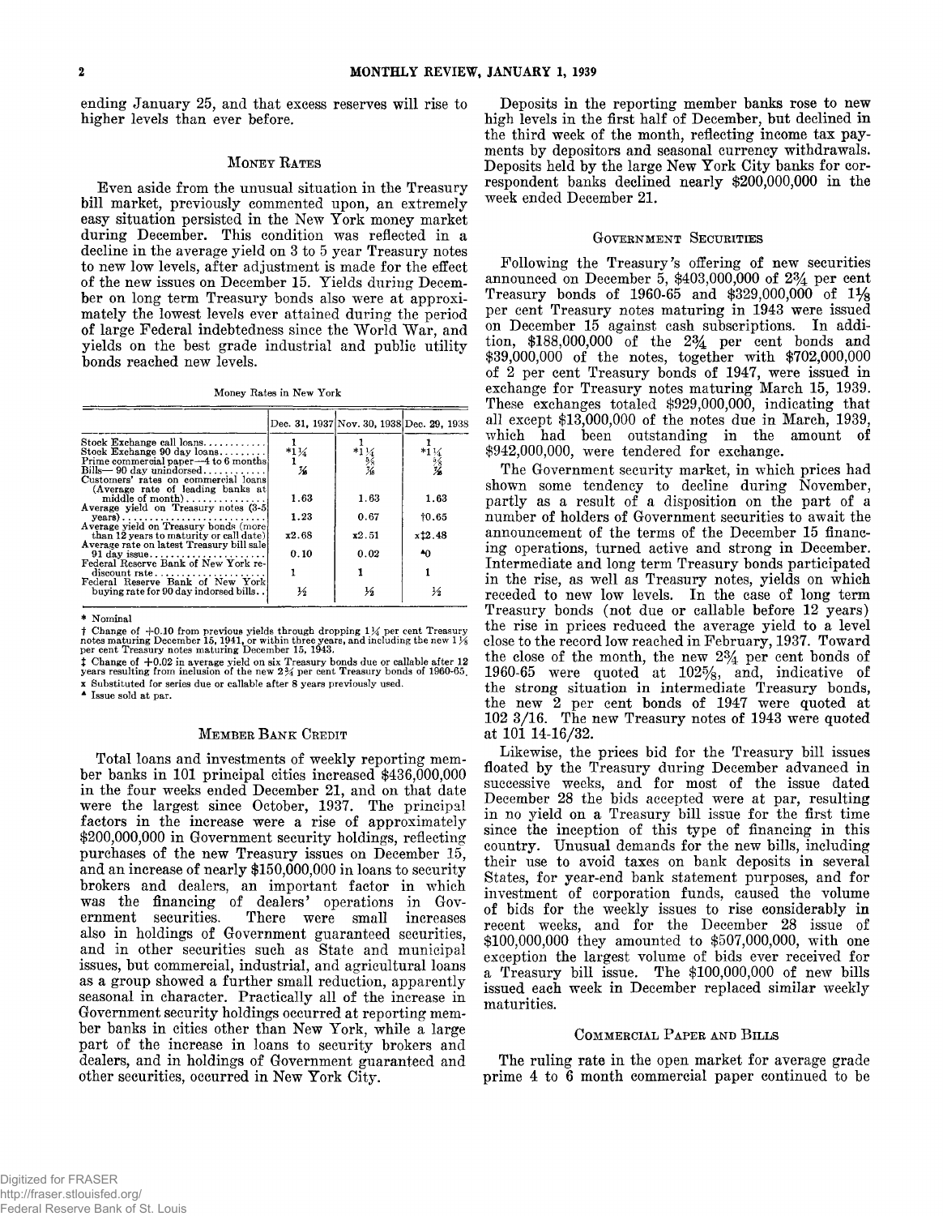ending January 25, and that excess reserves will rise to higher levels than ever before.

## Money Rates

Even aside from the unusual situation in the Treasury bill market, previously commented upon, an extremely easy situation persisted in the New York money market during December. This condition was reflected in a decline in the average yield on 3 to 5 year Treasury notes to new low levels, after adjustment is made for the effect of the new issues on December 15. Yields during December on long term Treasury bonds also were at approximately the lowest levels ever attained during the period of large Federal indebtedness since the World War, and yields on the best grade industrial and public utility bonds reached new levels.

Money Rates in New York

| | Dec. 31, 1937 | Nov. 30, 1938 | Dec. 29, 1938 |
|---|---|---|---|
| Stock Exchange call loans | 1 | 1 | 1 |
| Stock Exchange 90 day loans | *1¼ | *1¼ | *1¼ |
| Prime commercial paper—4 to 6 months | 1 | ⅝ | ⅝ |
| Bills—90 day unindorsed | ⁷⁄₁₆ | ⁷⁄₁₆ | ⁷⁄₁₆ |
| Customers' rates on commercial loans (Average rate of leading banks at middle of month) | 1.63 | 1.63 | 1.63 |
| Average yield on Treasury notes (3-5 years) | 1.23 | 0.67 | †0.65 |
| Average yield on Treasury bonds (more than 12 years to maturity or call date) | x2.68 | x2.51 | x‡2.48 |
| Average rate on latest Treasury bill sale 91 day issue | 0.10 | 0.02 | ▲0 |
| Federal Reserve Bank of New York rediscount rate | 1 | 1 | 1 |
| Federal Reserve Bank of New York buying rate for 90 day indorsed bills | ½ | ½ | ½ |

\* Nominal

† Change of +0.10 from previous yields through dropping 1¼ per cent Treasury notes maturing December 15, 1941, or within three years, and including the new 1⅛ per cent Treasury notes maturing December 15, 1943.

‡ Change of +0.02 in average yield on six Treasury bonds due or callable after 12 years resulting from inclusion of the new 2¾ per cent Treasury bonds of 1960-65.

x Substituted for series due or callable after 8 years previously used.

▲ Issue sold at par.

## Member Bank Credit

Total loans and investments of weekly reporting member banks in 101 principal cities increased $436,000,000 in the four weeks ended December 21, and on that date were the largest since October, 1937. The principal factors in the increase were a rise of approximately $200,000,000 in Government security holdings, reflecting purchases of the new Treasury issues on December 15, and an increase of nearly $150,000,000 in loans to security brokers and dealers, an important factor in which was the financing of dealers' operations in Government securities. There were small increases also in holdings of Government guaranteed securities, and in other securities such as State and municipal issues, but commercial, industrial, and agricultural loans as a group showed a further small reduction, apparently seasonal in character. Practically all of the increase in Government security holdings occurred at reporting member banks in cities other than New York, while a large part of the increase in loans to security brokers and dealers, and in holdings of Government guaranteed and other securities, occurred in New York City.

Deposits in the reporting member banks rose to new high levels in the first half of December, but declined in the third week of the month, reflecting income tax payments by depositors and seasonal currency withdrawals. Deposits held by the large New York City banks for correspondent banks declined nearly $200,000,000 in the week ended December 21.

## Government Securities

Following the Treasury's offering of new securities announced on December 5, $403,000,000 of 2¾ per cent Treasury bonds of 1960-65 and $329,000,000 of 1⅛ per cent Treasury notes maturing in 1943 were issued on December 15 against cash subscriptions. In addition, $188,000,000 of the 2¾ per cent bonds and $39,000,000 of the notes, together with $702,000,000 of 2 per cent Treasury bonds of 1947, were issued in exchange for Treasury notes maturing March 15, 1939. These exchanges totaled $929,000,000, indicating that all except $13,000,000 of the notes due in March, 1939, which had been outstanding in the amount of $942,000,000, were tendered for exchange.

The Government security market, in which prices had shown some tendency to decline during November, partly as a result of a disposition on the part of a number of holders of Government securities to await the announcement of the terms of the December 15 financing operations, turned active and strong in December. Intermediate and long term Treasury bonds participated in the rise, as well as Treasury notes, yields on which receded to new low levels. In the case of long term Treasury bonds (not due or callable before 12 years) the rise in prices reduced the average yield to a level close to the record low reached in February, 1937. Toward the close of the month, the new 2¾ per cent bonds of 1960-65 were quoted at 102⅝, and, indicative of the strong situation in intermediate Treasury bonds, the new 2 per cent bonds of 1947 were quoted at 102 3/16. The new Treasury notes of 1943 were quoted at 101 14-16/32.

Likewise, the prices bid for the Treasury bill issues floated by the Treasury during December advanced in successive weeks, and for most of the issue dated December 28 the bids accepted were at par, resulting in no yield on a Treasury bill issue for the first time since the inception of this type of financing in this country. Unusual demands for the new bills, including their use to avoid taxes on bank deposits in several States, for year-end bank statement purposes, and for investment of corporation funds, caused the volume of bids for the weekly issues to rise considerably in recent weeks, and for the December 28 issue of $100,000,000 they amounted to $507,000,000, with one exception the largest volume of bids ever received for a Treasury bill issue. The $100,000,000 of new bills issued each week in December replaced similar weekly maturities.

## Commercial Paper and Bills

The ruling rate in the open market for average grade prime 4 to 6 month commercial paper continued to be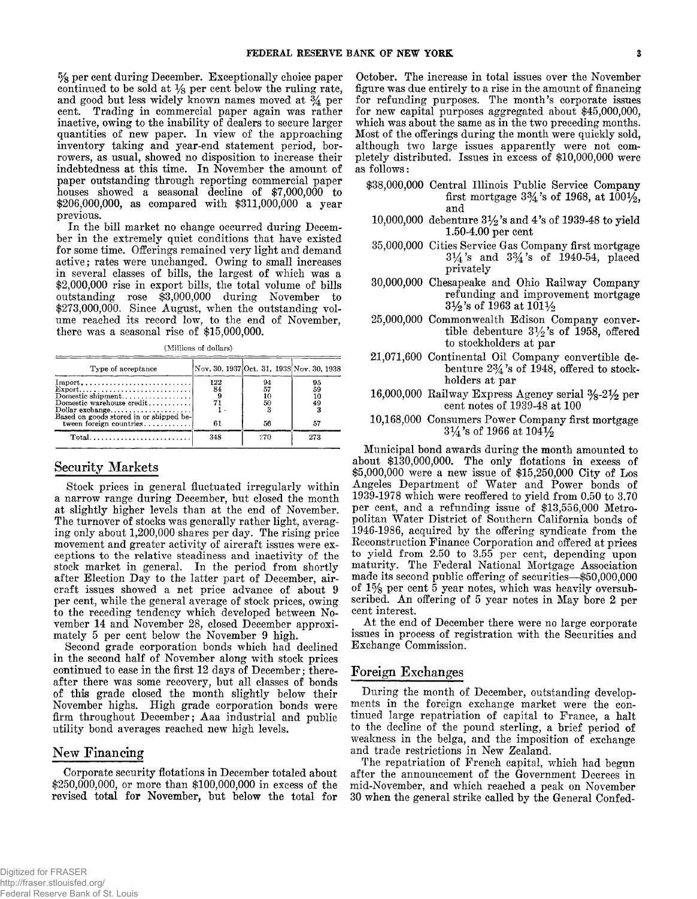⅝ per cent during December. Exceptionally choice paper continued to be sold at ⅛ per cent below the ruling rate, and good but less widely known names moved at ¾ per cent. Trading in commercial paper again was rather inactive, owing to the inability of dealers to secure larger quantities of new paper. In view of the approaching inventory taking and year-end statement period, borrowers, as usual, showed no disposition to increase their indebtedness at this time. In November the amount of paper outstanding through reporting commercial paper houses showed a seasonal decline of $7,000,000 to $206,000,000, as compared with $311,000,000 a year previous.

In the bill market no change occurred during December in the extremely quiet conditions that have existed for some time. Offerings remained very light and demand active; rates were unchanged. Owing to small increases in several classes of bills, the largest of which was a $2,000,000 rise in export bills, the total volume of bills outstanding rose $3,000,000 during November to $273,000,000. Since August, when the outstanding volume reached its record low, to the end of November, there was a seasonal rise of $15,000,000.

(Millions of dollars)

| Type of acceptance | Nov. 30, 1937 | Oct. 31, 1938 | Nov. 30, 1938 |
|---|---|---|---|
| Import | 122 | 94 | 95 |
| Export | 84 | 57 | 59 |
| Domestic shipment | 9 | 10 | 10 |
| Domestic warehouse credit | 71 | 50 | 49 |
| Dollar exchange | 1 | 3 | 3 |
| Based on goods stored in or shipped between foreign countries | 61 | 56 | 57 |
| Total | 348 | 270 | 273 |

## Security Markets

Stock prices in general fluctuated irregularly within a narrow range during December, but closed the month at slightly higher levels than at the end of November. The turnover of stocks was generally rather light, averaging only about 1,200,000 shares per day. The rising price movement and greater activity of aircraft issues were exceptions to the relative steadiness and inactivity of the stock market in general. In the period from shortly after Election Day to the latter part of December, aircraft issues showed a net price advance of about 9 per cent, while the general average of stock prices, owing to the receding tendency which developed between November 14 and November 28, closed December approximately 5 per cent below the November 9 high.

Second grade corporation bonds which had declined in the second half of November along with stock prices continued to ease in the first 12 days of December; thereafter there was some recovery, but all classes of bonds of this grade closed the month slightly below their November highs. High grade corporation bonds were firm throughout December; Aaa industrial and public utility bond averages reached new high levels.

## New Financing

Corporate security flotations in December totaled about $250,000,000, or more than $100,000,000 in excess of the revised total for November, but below the total for October. The increase in total issues over the November figure was due entirely to a rise in the amount of financing for refunding purposes. The month's corporate issues for new capital purposes aggregated about $45,000,000, which was about the same as in the two preceding months. Most of the offerings during the month were quickly sold, although two large issues apparently were not completely distributed. Issues in excess of $10,000,000 were as follows:

- $38,000,000 Central Illinois Public Service Company first mortgage 3¾'s of 1968, at 100½, and
- 10,000,000 debenture 3½'s and 4's of 1939-48 to yield 1.50-4.00 per cent
- 35,000,000 Cities Service Gas Company first mortgage 3¼'s and 3¾'s of 1940-54, placed privately
- 30,000,000 Chesapeake and Ohio Railway Company refunding and improvement mortgage 3½'s of 1963 at 101½
- 25,000,000 Commonwealth Edison Company convertible debenture 3½'s of 1958, offered to stockholders at par
- 21,071,600 Continental Oil Company convertible debenture 2¾'s of 1948, offered to stockholders at par
- 16,000,000 Railway Express Agency serial ⅜-2½ per cent notes of 1939-48 at 100
- 10,168,000 Consumers Power Company first mortgage 3¼'s of 1966 at 104½

Municipal bond awards during the month amounted to about $130,000,000. The only flotations in excess of $5,000,000 were a new issue of $15,250,000 City of Los Angeles Department of Water and Power bonds of 1939-1978 which were reoffered to yield from 0.50 to 3.70 per cent, and a refunding issue of $13,556,000 Metropolitan Water District of Southern California bonds of 1946-1986, acquired by the offering syndicate from the Reconstruction Finance Corporation and offered at prices to yield from 2.50 to 3.55 per cent, depending upon maturity. The Federal National Mortgage Association made its second public offering of securities—$50,000,000 of 1⅝ per cent 5 year notes, which was heavily oversubscribed. An offering of 5 year notes in May bore 2 per cent interest.

At the end of December there were no large corporate issues in process of registration with the Securities and Exchange Commission.

## Foreign Exchanges

During the month of December, outstanding developments in the foreign exchange market were the continued large repatriation of capital to France, a halt to the decline of the pound sterling, a brief period of weakness in the belga, and the imposition of exchange and trade restrictions in New Zealand.

The repatriation of French capital, which had begun after the announcement of the Government Decrees in mid-November, and which reached a peak on November 30 when the general strike called by the General Confed-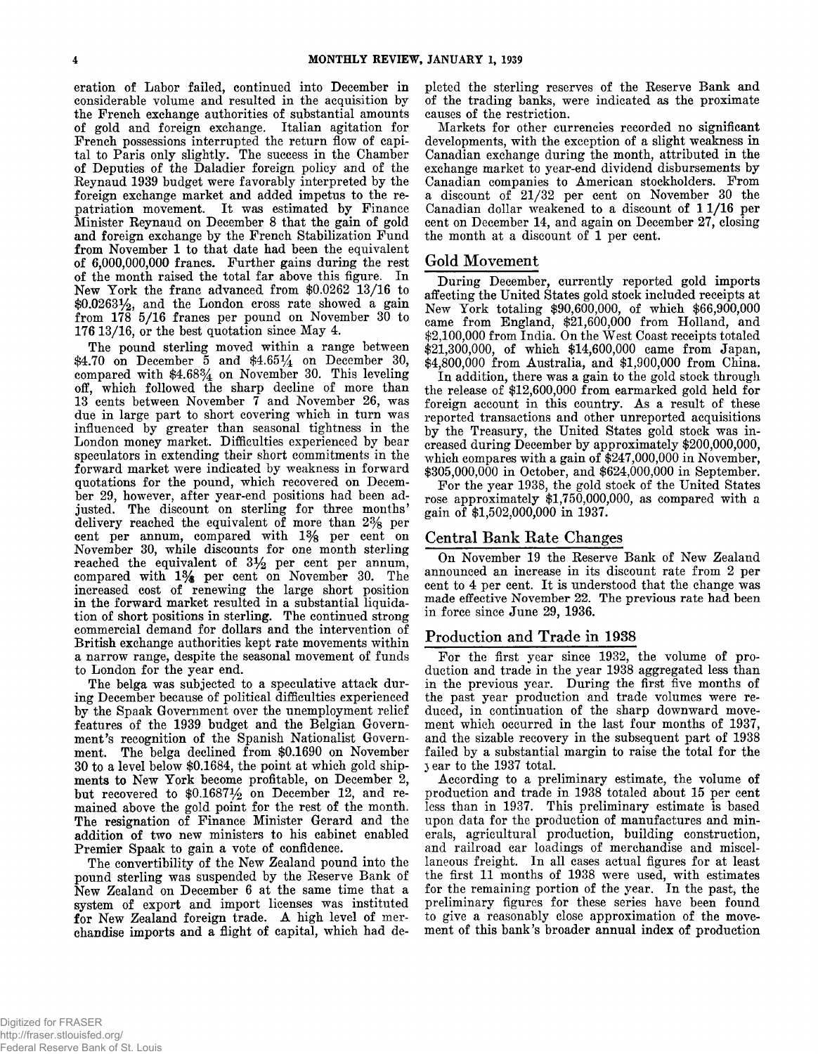eration of Labor failed, continued into December in considerable volume and resulted in the acquisition by the French exchange authorities of substantial amounts of gold and foreign exchange. Italian agitation for French possessions interrupted the return flow of capital to Paris only slightly. The success in the Chamber of Deputies of the Daladier foreign policy and of the Reynaud 1939 budget were favorably interpreted by the foreign exchange market and added impetus to the repatriation movement. It was estimated by Finance Minister Reynaud on December 8 that the gain of gold and foreign exchange by the French Stabilization Fund from November 1 to that date had been the equivalent of 6,000,000,000 francs. Further gains during the rest of the month raised the total far above this figure. In New York the franc advanced from $0.0262 13/16 to $0.0263½, and the London cross rate showed a gain from 178 5/16 francs per pound on November 30 to 176 13/16, or the best quotation since May 4.

The pound sterling moved within a range between $4.70 on December 5 and $4.65¼ on December 30, compared with $4.68¾ on November 30. This leveling off, which followed the sharp decline of more than 13 cents between November 7 and November 26, was due in large part to short covering which in turn was influenced by greater than seasonal tightness in the London money market. Difficulties experienced by bear speculators in extending their short commitments in the forward market were indicated by weakness in forward quotations for the pound, which recovered on December 29, however, after year-end positions had been adjusted. The discount on sterling for three months' delivery reached the equivalent of more than 2⅜ per cent per annum, compared with 1⅝ per cent on November 30, while discounts for one month sterling reached the equivalent of 3½ per cent per annum, compared with 1¾ per cent on November 30. The increased cost of renewing the large short position in the forward market resulted in a substantial liquidation of short positions in sterling. The continued strong commercial demand for dollars and the intervention of British exchange authorities kept rate movements within a narrow range, despite the seasonal movement of funds to London for the year end.

The belga was subjected to a speculative attack during December because of political difficulties experienced by the Spaak Government over the unemployment relief features of the 1939 budget and the Belgian Government's recognition of the Spanish Nationalist Government. The belga declined from $0.1690 on November 30 to a level below $0.1684, the point at which gold shipments to New York become profitable, on December 2, but recovered to $0.1687½ on December 12, and remained above the gold point for the rest of the month. The resignation of Finance Minister Gerard and the addition of two new ministers to his cabinet enabled Premier Spaak to gain a vote of confidence.

The convertibility of the New Zealand pound into the pound sterling was suspended by the Reserve Bank of New Zealand on December 6 at the same time that a system of export and import licenses was instituted for New Zealand foreign trade. A high level of merchandise imports and a flight of capital, which had depleted the sterling reserves of the Reserve Bank and of the trading banks, were indicated as the proximate causes of the restriction.

Markets for other currencies recorded no significant developments, with the exception of a slight weakness in Canadian exchange during the month, attributed in the exchange market to year-end dividend disbursements by Canadian companies to American stockholders. From a discount of 21/32 per cent on November 30 the Canadian dollar weakened to a discount of 1 1/16 per cent on December 14, and again on December 27, closing the month at a discount of 1 per cent.

## Gold Movement

During December, currently reported gold imports affecting the United States gold stock included receipts at New York totaling $90,600,000, of which $66,900,000 came from England, $21,600,000 from Holland, and $2,100,000 from India. On the West Coast receipts totaled $21,300,000, of which $14,600,000 came from Japan, $4,800,000 from Australia, and $1,900,000 from China.

In addition, there was a gain to the gold stock through the release of $12,600,000 from earmarked gold held for foreign account in this country. As a result of these reported transactions and other unreported acquisitions by the Treasury, the United States gold stock was increased during December by approximately $200,000,000, which compares with a gain of $247,000,000 in November, $305,000,000 in October, and $624,000,000 in September.

For the year 1938, the gold stock of the United States rose approximately $1,750,000,000, as compared with a gain of $1,502,000,000 in 1937.

## Central Bank Rate Changes

On November 19 the Reserve Bank of New Zealand announced an increase in its discount rate from 2 per cent to 4 per cent. It is understood that the change was made effective November 22. The previous rate had been in force since June 29, 1936.

## Production and Trade in 1938

For the first year since 1932, the volume of production and trade in the year 1938 aggregated less than in the previous year. During the first five months of the past year production and trade volumes were reduced, in continuation of the sharp downward movement which occurred in the last four months of 1937, and the sizable recovery in the subsequent part of 1938 failed by a substantial margin to raise the total for the year to the 1937 total.

According to a preliminary estimate, the volume of production and trade in 1938 totaled about 15 per cent less than in 1937. This preliminary estimate is based upon data for the production of manufactures and minerals, agricultural production, building construction, and railroad car loadings of merchandise and miscellaneous freight. In all cases actual figures for at least the first 11 months of 1938 were used, with estimates for the remaining portion of the year. In the past, the preliminary figures for these series have been found to give a reasonably close approximation of the movement of this bank's broader annual index of production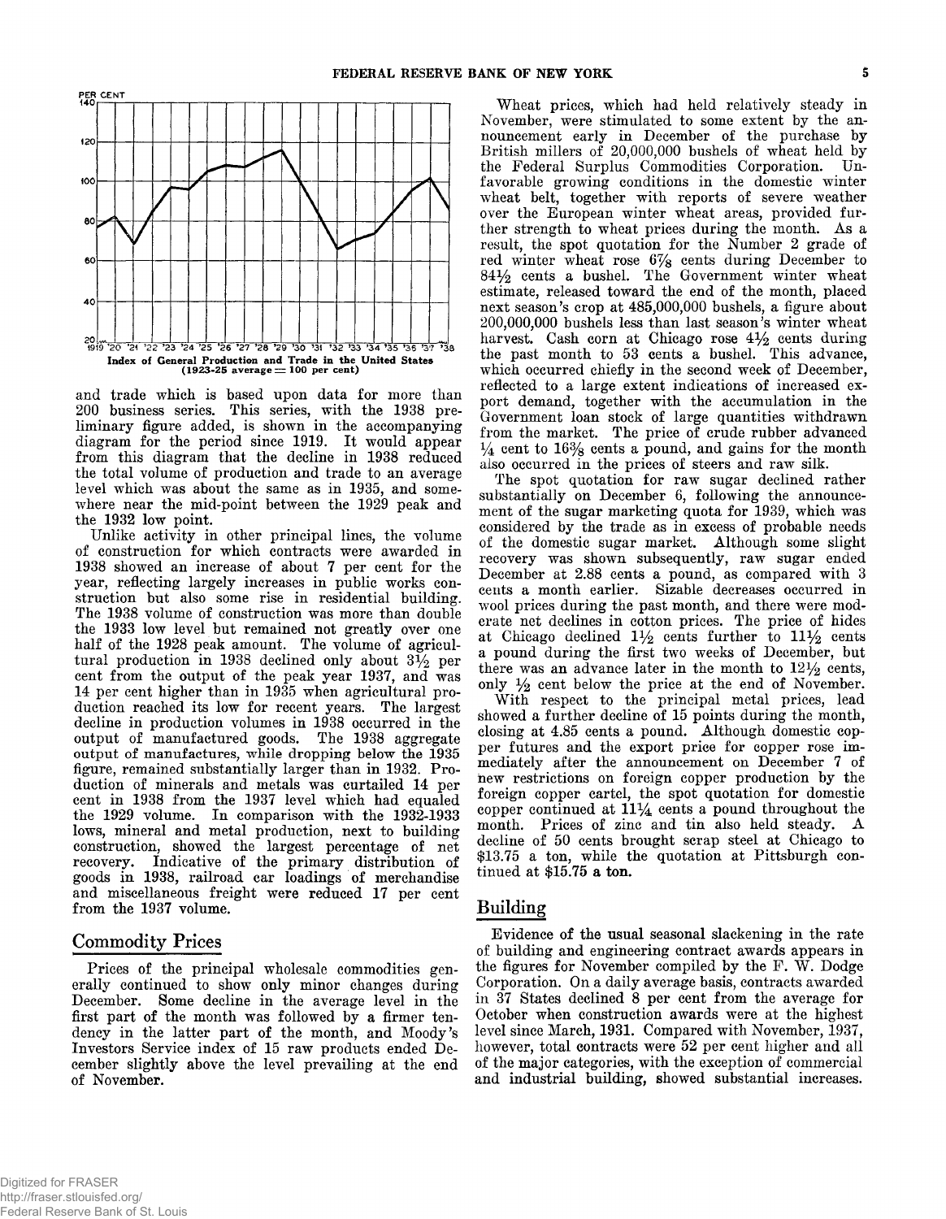Index of General Production and Trade in the United States (1923-25 average = 100 per cent)

and trade which is based upon data for more than 200 business series. This series, with the 1938 preliminary figure added, is shown in the accompanying diagram for the period since 1919. It would appear from this diagram that the decline in 1938 reduced the total volume of production and trade to an average level which was about the same as in 1935, and somewhere near the mid-point between the 1929 peak and the 1932 low point.

Unlike activity in other principal lines, the volume of construction for which contracts were awarded in 1938 showed an increase of about 7 per cent for the year, reflecting largely increases in public works construction but also some rise in residential building. The 1938 volume of construction was more than double the 1933 low level but remained not greatly over one half of the 1928 peak amount. The volume of agricultural production in 1938 declined only about 3½ per cent from the output of the peak year 1937, and was 14 per cent higher than in 1935 when agricultural production reached its low for recent years. The largest decline in production volumes in 1938 occurred in the output of manufactured goods. The 1938 aggregate output of manufactures, while dropping below the 1935 figure, remained substantially larger than in 1932. Production of minerals and metals was curtailed 14 per cent in 1938 from the 1937 level which had equaled the 1929 volume. In comparison with the 1932-1933 lows, mineral and metal production, next to building construction, showed the largest percentage of net recovery. Indicative of the primary distribution of goods in 1938, railroad car loadings of merchandise and miscellaneous freight were reduced 17 per cent from the 1937 volume.

## Commodity Prices

Prices of the principal wholesale commodities generally continued to show only minor changes during December. Some decline in the average level in the first part of the month was followed by a firmer tendency in the latter part of the month, and Moody's Investors Service index of 15 raw products ended December slightly above the level prevailing at the end of November.

Wheat prices, which had held relatively steady in November, were stimulated to some extent by the announcement early in December of the purchase by British millers of 20,000,000 bushels of wheat held by the Federal Surplus Commodities Corporation. Unfavorable growing conditions in the domestic winter wheat belt, together with reports of severe weather over the European winter wheat areas, provided further strength to wheat prices during the month. As a result, the spot quotation for the Number 2 grade of red winter wheat rose 6⅞ cents during December to 84½ cents a bushel. The Government winter wheat estimate, released toward the end of the month, placed next season's crop at 485,000,000 bushels, a figure about 200,000,000 bushels less than last season's winter wheat harvest. Cash corn at Chicago rose 4½ cents during the past month to 53 cents a bushel. This advance, which occurred chiefly in the second week of December, reflected to a large extent indications of increased export demand, together with the accumulation in the Government loan stock of large quantities withdrawn from the market. The price of crude rubber advanced ¼ cent to 16⅜ cents a pound, and gains for the month also occurred in the prices of steers and raw silk.

The spot quotation for raw sugar declined rather substantially on December 6, following the announcement of the sugar marketing quota for 1939, which was considered by the trade as in excess of probable needs of the domestic sugar market. Although some slight recovery was shown subsequently, raw sugar ended December at 2.88 cents a pound, as compared with 3 cents a month earlier. Sizable decreases occurred in wool prices during the past month, and there were moderate net declines in cotton prices. The price of hides at Chicago declined 1½ cents further to 11½ cents a pound during the first two weeks of December, but there was an advance later in the month to 12½ cents, only ½ cent below the price at the end of November.

With respect to the principal metal prices, lead showed a further decline of 15 points during the month, closing at 4.85 cents a pound. Although domestic copper futures and the export price for copper rose immediately after the announcement on December 7 of new restrictions on foreign copper production by the foreign copper cartel, the spot quotation for domestic copper continued at 11¼ cents a pound throughout the month. Prices of zinc and tin also held steady. A decline of 50 cents brought scrap steel at Chicago to $13.75 a ton, while the quotation at Pittsburgh continued at $15.75 a ton.

## Building

Evidence of the usual seasonal slackening in the rate of building and engineering contract awards appears in the figures for November compiled by the F. W. Dodge Corporation. On a daily average basis, contracts awarded in 37 States declined 8 per cent from the average for October when construction awards were at the highest level since March, 1931. Compared with November, 1937, however, total contracts were 52 per cent higher and all of the major categories, with the exception of commercial and industrial building, showed substantial increases.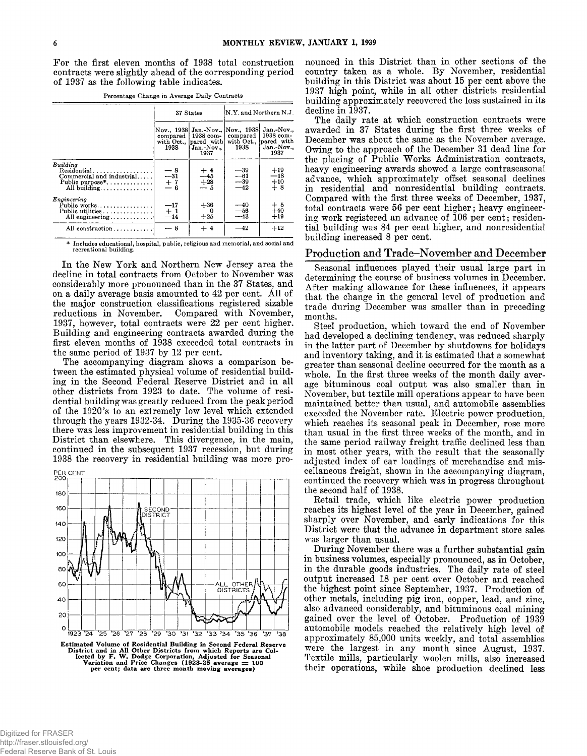For the first eleven months of 1938 total construction contracts were slightly ahead of the corresponding period of 1937 as the following table indicates.

Percentage Change in Average Daily Contracts

| | 37 States | | N.Y. and Northern N.J. | |
|---|---|---|---|---|
| | Nov., 1938 compared with Oct., 1938 | Jan.-Nov., 1938 compared with Jan.-Nov., 1937 | Nov., 1938 compared with Oct., 1938 | Jan.-Nov., 1938 compared with Jan.-Nov., 1937 |
| *Building* | | | | |
| Residential | −8 | +4 | −39 | +19 |
| Commercial and industrial | −31 | −45 | −61 | −18 |
| Public purpose* | +7 | +28 | −39 | +10 |
| All building | −6 | −5 | −42 | +8 |
| *Engineering* | | | | |
| Public works | −17 | +36 | −40 | +5 |
| Public utilities | +1 | 0 | −56 | +40 |
| All engineering | −14 | +25 | −43 | +19 |
| All construction | −8 | +4 | −42 | +12 |

\* Includes educational, hospital, public, religious and memorial, and social and recreational building.

In the New York and Northern New Jersey area the decline in total contracts from October to November was considerably more pronounced than in the 37 States, and on a daily average basis amounted to 42 per cent. All of the major construction classifications registered sizable reductions in November. Compared with November, 1937, however, total contracts were 22 per cent higher. Building and engineering contracts awarded during the first eleven months of 1938 exceeded total contracts in the same period of 1937 by 12 per cent.

The accompanying diagram shows a comparison between the estimated physical volume of residential building in the Second Federal Reserve District and in all other districts from 1923 to date. The volume of residential building was greatly reduced from the peak period of the 1920's to an extremely low level which extended through the years 1932-34. During the 1935-36 recovery there was less improvement in residential building in this District than elsewhere. This divergence, in the main, continued in the subsequent 1937 recession, but during 1938 the recovery in residential building was more pronounced in this District than in other sections of the country taken as a whole. By November, residential building in this District was about 15 per cent above the 1937 high point, while in all other districts residential building approximately recovered the loss sustained in its decline in 1937.

Estimated Volume of Residential Building in Second Federal Reserve District and in All Other Districts from which Reports are Collected by F. W. Dodge Corporation, Adjusted for Seasonal Variation and Price Changes (1923-25 average = 100 per cent; data are three month moving averages)

The daily rate at which construction contracts were awarded in 37 States during the first three weeks of December was about the same as the November average. Owing to the approach of the December 31 dead line for the placing of Public Works Administration contracts, heavy engineering awards showed a large contraseasonal advance, which approximately offset seasonal declines in residential and nonresidential building contracts. Compared with the first three weeks of December, 1937, total contracts were 56 per cent higher; heavy engineering work registered an advance of 106 per cent; residential building was 84 per cent higher, and nonresidential building increased 8 per cent.

## Production and Trade—November and December

Seasonal influences played their usual large part in determining the course of business volumes in December. After making allowance for these influences, it appears that the change in the general level of production and trade during December was smaller than in preceding months.

Steel production, which toward the end of November had developed a declining tendency, was reduced sharply in the latter part of December by shutdowns for holidays and inventory taking, and it is estimated that a somewhat greater than seasonal decline occurred for the month as a whole. In the first three weeks of the month daily average bituminous coal output was also smaller than in November, but textile mill operations appear to have been maintained better than usual, and automobile assemblies exceeded the November rate. Electric power production, which reaches its seasonal peak in December, rose more than usual in the first three weeks of the month, and in the same period railway freight traffic declined less than in most other years, with the result that the seasonally adjusted index of car loadings of merchandise and miscellaneous freight, shown in the accompanying diagram, continued the recovery which was in progress throughout the second half of 1938.

Retail trade, which like electric power production reaches its highest level of the year in December, gained sharply over November, and early indications for this District were that the advance in department store sales was larger than usual.

During November there was a further substantial gain in business volumes, especially pronounced, as in October, in the durable goods industries. The daily rate of steel output increased 18 per cent over October and reached the highest point since September, 1937. Production of other metals, including pig iron, copper, lead, and zinc, also advanced considerably, and bituminous coal mining gained over the level of October. Production of 1939 automobile models reached the relatively high level of approximately 85,000 units weekly, and total assemblies were the largest in any month since August, 1937. Textile mills, particularly woolen mills, also increased their operations, while shoe production declined less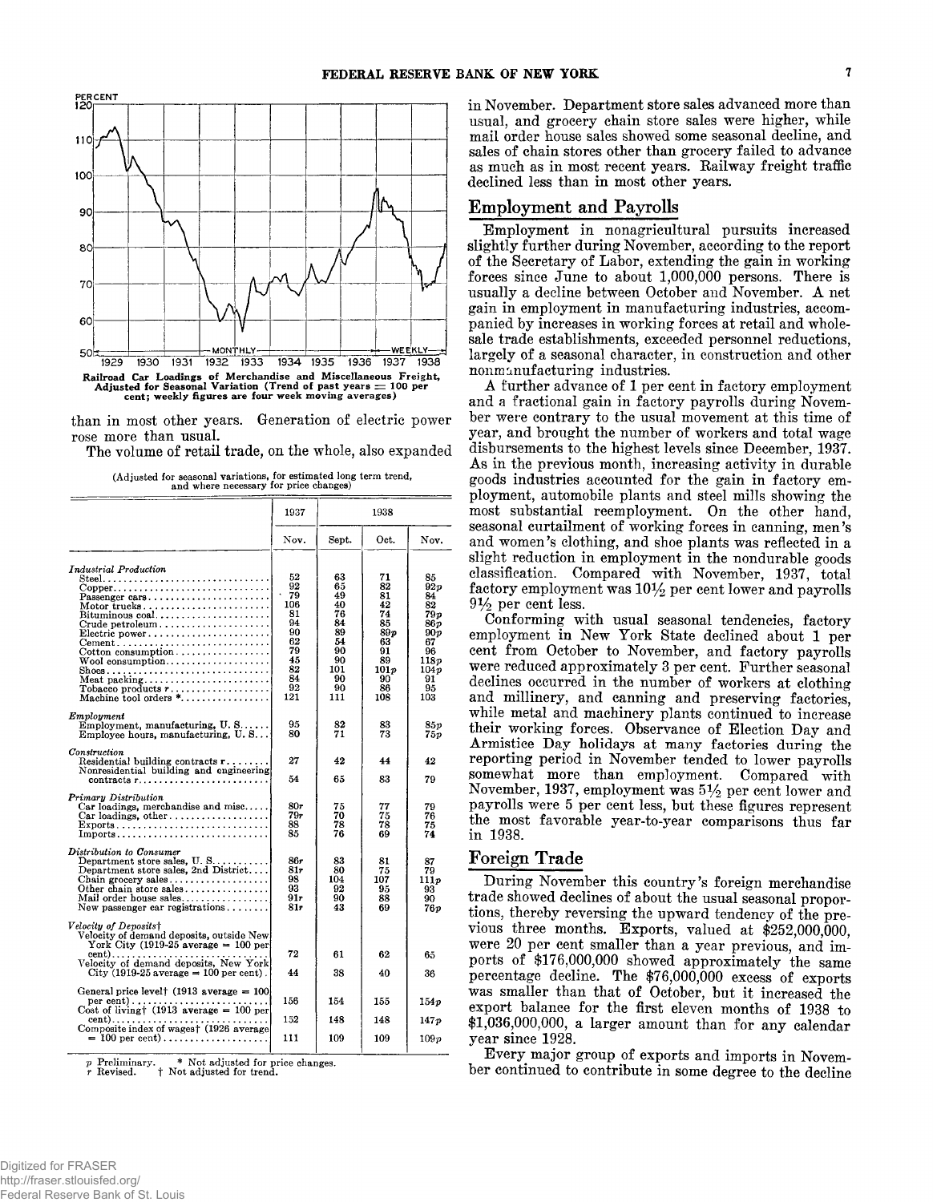Railroad Car Loadings of Merchandise and Miscellaneous Freight, Adjusted for Seasonal Variation (Trend of past years = 100 per cent; weekly figures are four week moving averages)

than in most other years. Generation of electric power rose more than usual.

The volume of retail trade, on the whole, also expanded in November. Department store sales advanced more than usual, and grocery chain store sales were higher, while mail order house sales showed some seasonal decline, and sales of chain stores other than grocery failed to advance as much as in most recent years. Railway freight traffic declined less than in most other years.

(Adjusted for seasonal variations, for estimated long term trend, and where necessary for price changes)

| | 1937 | 1938 | | |
|---|---|---|---|---|
| | Nov. | Sept. | Oct. | Nov. |
| *Industrial Production* | | | | |
| Steel | 52 | 63 | 71 | 85 |
| Copper | 92 | 65 | 82 | 92p |
| Passenger cars | 79 | 49 | 81 | 84 |
| Motor trucks | 106 | 40 | 42 | 82 |
| Bituminous coal | 81 | 76 | 74 | 79p |
| Crude petroleum | 94 | 84 | 85 | 86p |
| Electric power | 90 | 89 | 89p | 90p |
| Cement | 62 | 54 | 63 | 67 |
| Cotton consumption | 79 | 90 | 91 | 96 |
| Wool consumption | 45 | 90 | 89 | 118p |
| Shoes | 82 | 101 | 101p | 104p |
| Meat packing | 84 | 90 | 90 | 91 |
| Tobacco products r | 92 | 90 | 86 | 95 |
| Machine tool orders * | 121 | 111 | 108 | 103 |
| *Employment* | | | | |
| Employment, manufacturing, U. S. | 95 | 82 | 83 | 85p |
| Employee hours, manufacturing, U. S. | 80 | 71 | 73 | 75p |
| *Construction* | | | | |
| Residential building contracts r | 27 | 42 | 44 | 42 |
| Nonresidential building and engineering contracts r | 54 | 65 | 83 | 79 |
| *Primary Distribution* | | | | |
| Car loadings, merchandise and misc. | 80r | 75 | 77 | 79 |
| Car loadings, other | 79r | 70 | 75 | 76 |
| Exports | 88 | 78 | 78 | 75 |
| Imports | 85 | 76 | 69 | 74 |
| *Distribution to Consumer* | | | | |
| Department store sales, U. S. | 86r | 83 | 81 | 87 |
| Department store sales, 2nd District | 81r | 80 | 75 | 79 |
| Chain grocery sales | 98 | 104 | 107 | 111p |
| Other chain store sales | 93 | 92 | 95 | 93 |
| Mail order house sales | 91r | 90 | 88 | 90 |
| New passenger car registrations | 81r | 43 | 69 | 76p |
| *Velocity of Deposits*† | | | | |
| Velocity of demand deposits, outside New York City (1919-25 average = 100 per cent) | 72 | 61 | 62 | 65 |
| Velocity of demand deposits, New York City (1919-25 average = 100 per cent) | 44 | 38 | 40 | 36 |
| General price level† (1913 average = 100 per cent) | 156 | 154 | 155 | 154p |
| Cost of living† (1913 average = 100 per cent) | 152 | 148 | 148 | 147p |
| Composite index of wages† (1926 average = 100 per cent) | 111 | 109 | 109 | 109p |

p Preliminary. * Not adjusted for price changes.
r Revised. † Not adjusted for trend.

## Employment and Payrolls

Employment in nonagricultural pursuits increased slightly further during November, according to the report of the Secretary of Labor, extending the gain in working forces since June to about 1,000,000 persons. There is usually a decline between October and November. A net gain in employment in manufacturing industries, accompanied by increases in working forces at retail and wholesale trade establishments, exceeded personnel reductions, largely of a seasonal character, in construction and other nonmanufacturing industries.

A further advance of 1 per cent in factory employment and a fractional gain in factory payrolls during November were contrary to the usual movement at this time of year, and brought the number of workers and total wage disbursements to the highest levels since December, 1937. As in the previous month, increasing activity in durable goods industries accounted for the gain in factory employment, automobile plants and steel mills showing the most substantial reemployment. On the other hand, seasonal curtailment of working forces in canning, men's and women's clothing, and shoe plants was reflected in a slight reduction in employment in the nondurable goods classification. Compared with November, 1937, total factory employment was 10½ per cent lower and payrolls 9½ per cent less.

Conforming with usual seasonal tendencies, factory employment in New York State declined about 1 per cent from October to November, and factory payrolls were reduced approximately 3 per cent. Further seasonal declines occurred in the number of workers at clothing and millinery, and canning and preserving factories, while metal and machinery plants continued to increase their working forces. Observance of Election Day and Armistice Day holidays at many factories during the reporting period in November tended to lower payrolls somewhat more than employment. Compared with November, 1937, employment was 5½ per cent lower and payrolls were 5 per cent less, but these figures represent the most favorable year-to-year comparisons thus far in 1938.

## Foreign Trade

During November this country's foreign merchandise trade showed declines of about the usual seasonal proportions, thereby reversing the upward tendency of the previous three months. Exports, valued at $252,000,000, were 20 per cent smaller than a year previous, and imports of $176,000,000 showed approximately the same percentage decline. The $76,000,000 excess of exports was smaller than that of October, but it increased the export balance for the first eleven months of 1938 to $1,036,000,000, a larger amount than for any calendar year since 1928.

Every major group of exports and imports in November continued to contribute in some degree to the decline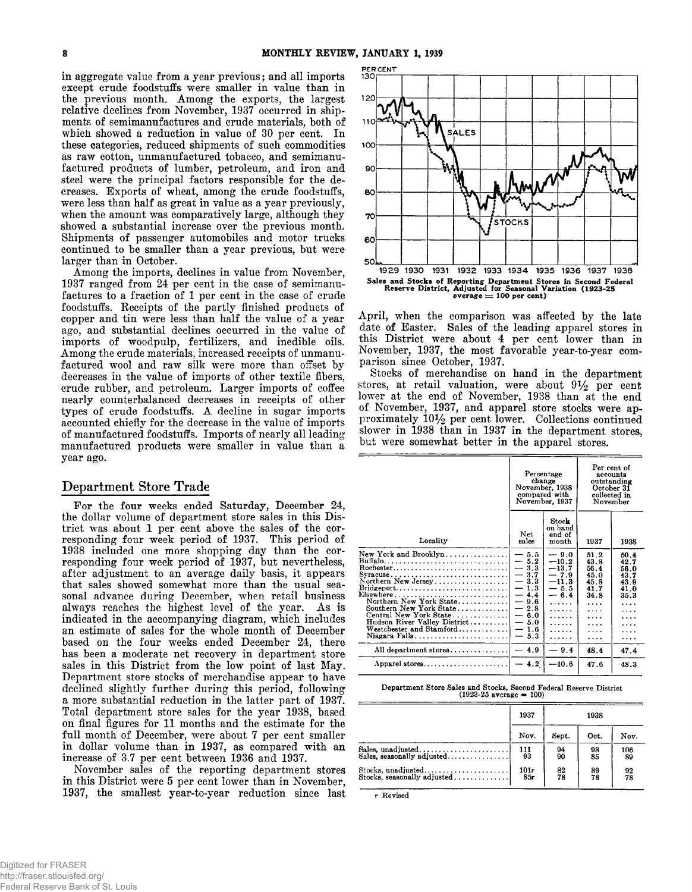in aggregate value from a year previous; and all imports except crude foodstuffs were smaller in value than in the previous month. Among the exports, the largest relative declines from November, 1937 occurred in shipments of semimanufactures and crude materials, both of which showed a reduction in value of 30 per cent. In these categories, reduced shipments of such commodities as raw cotton, unmanufactured tobacco, and semimanufactured products of lumber, petroleum, and iron and steel were the principal factors responsible for the decreases. Exports of wheat, among the crude foodstuffs, were less than half as great in value as a year previously, when the amount was comparatively large, although they showed a substantial increase over the previous month. Shipments of passenger automobiles and motor trucks continued to be smaller than a year previous, but were larger than in October.

Among the imports, declines in value from November, 1937 ranged from 24 per cent in the case of semimanufactures to a fraction of 1 per cent in the case of crude foodstuffs. Receipts of the partly finished products of copper and tin were less than half the value of a year ago, and substantial declines occurred in the value of imports of woodpulp, fertilizers, and inedible oils. Among the crude materials, increased receipts of unmanufactured wool and raw silk were more than offset by decreases in the value of imports of other textile fibers, crude rubber, and petroleum. Larger imports of coffee nearly counterbalanced decreases in receipts of other types of crude foodstuffs. A decline in sugar imports accounted chiefly for the decrease in the value of imports of manufactured foodstuffs. Imports of nearly all leading manufactured products were smaller in value than a year ago.

## Department Store Trade

For the four weeks ended Saturday, December 24, the dollar volume of department store sales in this District was about 1 per cent above the sales of the corresponding four week period of 1937. This period of 1938 included one more shopping day than the corresponding four week period of 1937, but nevertheless, after adjustment to an average daily basis, it appears that sales showed somewhat more than the usual seasonal advance during December, when retail business always reaches the highest level of the year. As is indicated in the accompanying diagram, which includes an estimate of sales for the whole month of December based on the four weeks ended December 24, there has been a moderate net recovery in department store sales in this District from the low point of last May. Department store stocks of merchandise appear to have declined slightly further during this period, following a more substantial reduction in the latter part of 1937. Total department store sales for the year 1938, based on final figures for 11 months and the estimate for the full month of December, were about 7 per cent smaller in dollar volume than in 1937, as compared with an increase of 3.7 per cent between 1936 and 1937.

November sales of the reporting department stores in this District were 5 per cent lower than in November, 1937, the smallest year-to-year reduction since last April, when the comparison was affected by the late date of Easter. Sales of the leading apparel stores in this District were about 4 per cent lower than in November, 1937, the most favorable year-to-year comparison since October, 1937.

Sales and Stocks of Reporting Department Stores in Second Federal Reserve District, Adjusted for Seasonal Variation (1923-25 average = 100 per cent)

Stocks of merchandise on hand in the department stores, at retail valuation, were about 9½ per cent lower at the end of November, 1938 than at the end of November, 1937, and apparel store stocks were approximately 10½ per cent lower. Collections continued slower in 1938 than in 1937 in the department stores, but were somewhat better in the apparel stores.

| Locality | Percentage change November, 1938 compared with November, 1937 | | Per cent of accounts outstanding October 31 collected in November | |
|---|---|---|---|---|
| | Net sales | Stock on hand end of month | 1937 | 1938 |
| New York and Brooklyn | — 5.5 | — 9.0 | 51.2 | 50.4 |
| Buffalo | — 5.2 | —10.2 | 43.8 | 42.7 |
| Rochester | — 3.3 | —13.7 | 56.4 | 56.0 |
| Syracuse | — 3.7 | — 7.9 | 45.0 | 43.7 |
| Northern New Jersey | — 3.3 | —11.3 | 45.8 | 43.9 |
| Bridgeport | — 1.3 | — 5.5 | 41.7 | 41.0 |
| Elsewhere | — 4.4 | — 6.4 | 34.8 | 35.3 |
| Northern New York State | — 9.6 | ...... | .... | .... |
| Southern New York State | — 2.8 | ...... | .... | .... |
| Central New York State | — 6.0 | ...... | .... | .... |
| Hudson River Valley District | — 5.0 | ...... | .... | .... |
| Westchester and Stamford | — 1.6 | ...... | .... | .... |
| Niagara Falls | — 5.3 | ...... | .... | .... |
| All department stores | — 4.9 | — 9.4 | 48.4 | 47.4 |
| Apparel stores | — 4.2 | —10.6 | 47.6 | 48.3 |

Department Store Sales and Stocks, Second Federal Reserve District (1923-25 average = 100)

| | 1937 | 1938 | | |
|---|---|---|---|---|
| | Nov. | Sept. | Oct. | Nov. |
| Sales, unadjusted | 111 | 94 | 98 | 106 |
| Sales, seasonally adjusted | 93 | 90 | 85 | 89 |
| Stocks, unadjusted | 101r | 82 | 89 | 92 |
| Stocks, seasonally adjusted | 85r | 78 | 78 | 78 |

r Revised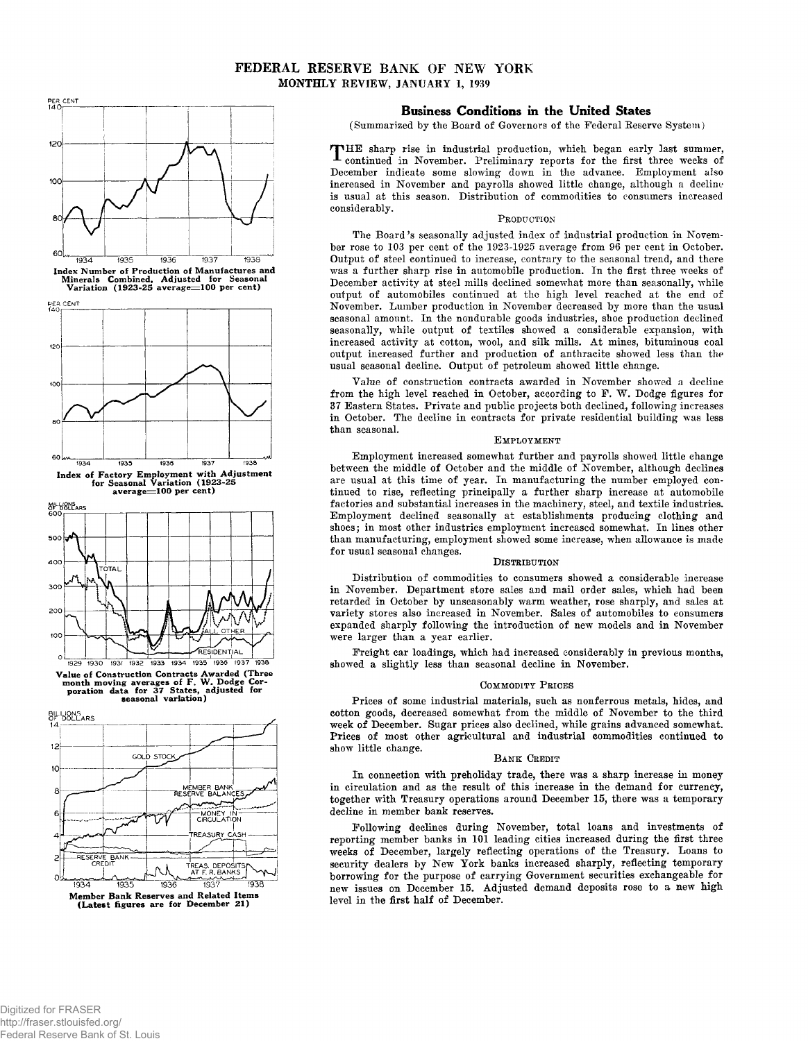# FEDERAL RESERVE BANK OF NEW YORK
**MONTHLY REVIEW, JANUARY 1, 1939**

PER CENT
140
120
100
80
60
1934 1935 1936 1937 1938

**Index Number of Production of Manufactures and Minerals Combined, Adjusted for Seasonal Variation (1923-25 average=100 per cent)**

PER CENT
140
120
100
80
60
1934 1935 1936 1937 1938

**Index of Factory Employment with Adjustment for Seasonal Variation (1923-25 average=100 per cent)**

MILLIONS OF DOLLARS
600
500
400
300
200
100
0
TOTAL
ALL OTHER
RESIDENTIAL
1929 1930 1931 1932 1933 1934 1935 1936 1937 1938

**Value of Construction Contracts Awarded (Three month moving averages of F. W. Dodge Corporation data for 37 States, adjusted for seasonal variation)**

BILLIONS OF DOLLARS
14
12
10
8
6
4
2
0
GOLD STOCK
MEMBER BANK RESERVE BALANCES
MONEY IN CIRCULATION
TREASURY CASH
RESERVE BANK CREDIT
TREAS. DEPOSITS AT F. R. BANKS
1934 1935 1936 1937 1938

**Member Bank Reserves and Related Items (Latest figures are for December 21)**

## Business Conditions in the United States

(Summarized by the Board of Governors of the Federal Reserve System)

The sharp rise in industrial production, which began early last summer, continued in November. Preliminary reports for the first three weeks of December indicate some slowing down in the advance. Employment also increased in November and payrolls showed little change, although a decline is usual at this season. Distribution of commodities to consumers increased considerably.

### Production

The Board's seasonally adjusted index of industrial production in November rose to 103 per cent of the 1923-1925 average from 96 per cent in October. Output of steel continued to increase, contrary to the seasonal trend, and there was a further sharp rise in automobile production. In the first three weeks of December activity at steel mills declined somewhat more than seasonally, while output of automobiles continued at the high level reached at the end of November. Lumber production in November decreased by more than the usual seasonal amount. In the nondurable goods industries, shoe production declined seasonally, while output of textiles showed a considerable expansion, with increased activity at cotton, wool, and silk mills. At mines, bituminous coal output increased further and production of anthracite showed less than the usual seasonal decline. Output of petroleum showed little change.

Value of construction contracts awarded in November showed a decline from the high level reached in October, according to F. W. Dodge figures for 37 Eastern States. Private and public projects both declined, following increases in October. The decline in contracts for private residential building was less than seasonal.

### Employment

Employment increased somewhat further and payrolls showed little change between the middle of October and the middle of November, although declines are usual at this time of year. In manufacturing the number employed continued to rise, reflecting principally a further sharp increase at automobile factories and substantial increases in the machinery, steel, and textile industries. Employment declined seasonally at establishments producing clothing and shoes; in most other industries employment increased somewhat. In lines other than manufacturing, employment showed some increase, when allowance is made for usual seasonal changes.

### Distribution

Distribution of commodities to consumers showed a considerable increase in November. Department store sales and mail order sales, which had been retarded in October by unseasonably warm weather, rose sharply, and sales at variety stores also increased in November. Sales of automobiles to consumers expanded sharply following the introduction of new models and in November were larger than a year earlier.

Freight car loadings, which had increased considerably in previous months, showed a slightly less than seasonal decline in November.

### Commodity Prices

Prices of some industrial materials, such as nonferrous metals, hides, and cotton goods, decreased somewhat from the middle of November to the third week of December. Sugar prices also declined, while grains advanced somewhat. Prices of most other agricultural and industrial commodities continued to show little change.

### Bank Credit

In connection with preholiday trade, there was a sharp increase in money in circulation and as the result of this increase in the demand for currency, together with Treasury operations around December 15, there was a temporary decline in member bank reserves.

Following declines during November, total loans and investments of reporting member banks in 101 leading cities increased during the first three weeks of December, largely reflecting operations of the Treasury. Loans to security dealers by New York banks increased sharply, reflecting temporary borrowing for the purpose of carrying Government securities exchangeable for new issues on December 15. Adjusted demand deposits rose to a new high level in the first half of December.